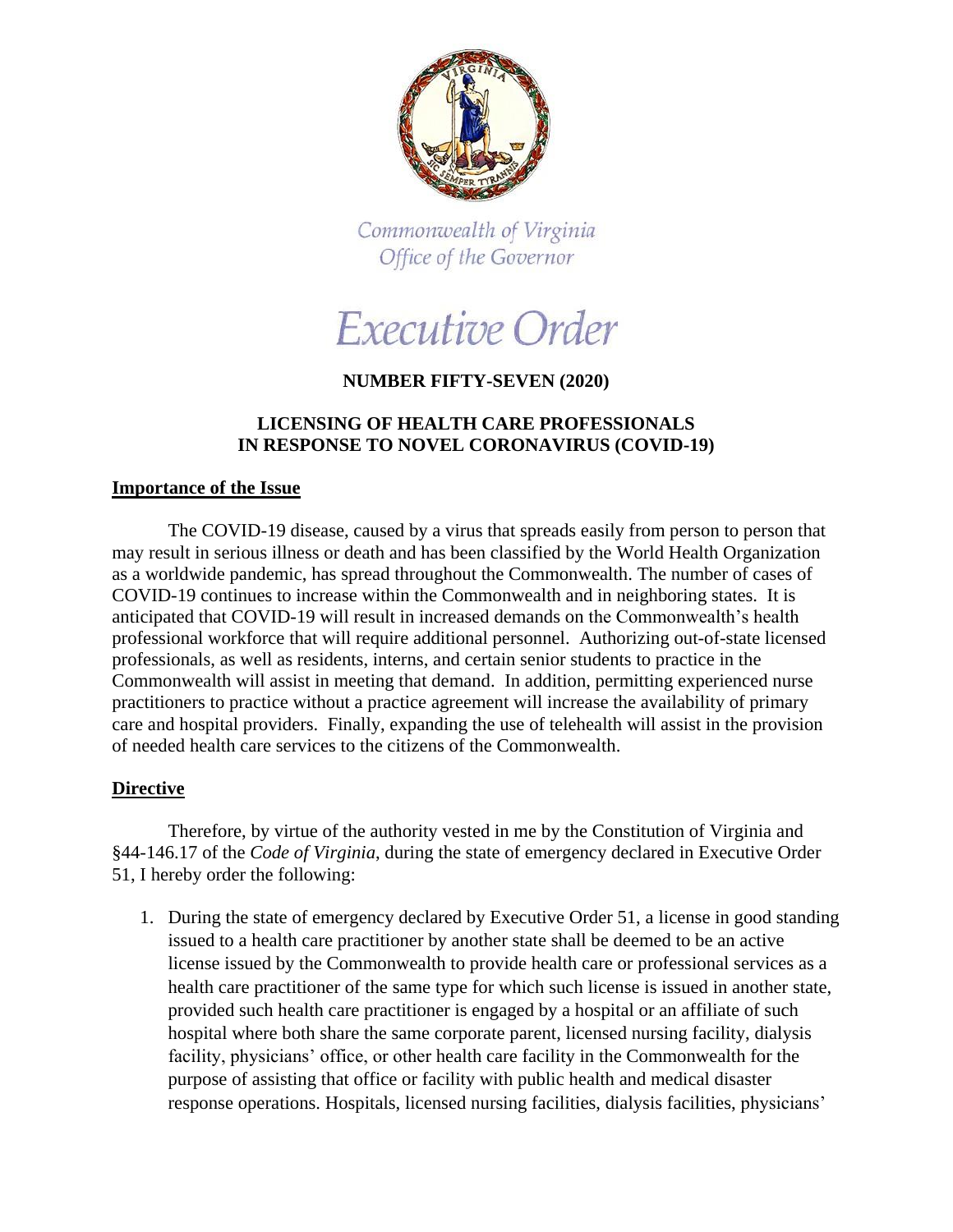Commonwealth of Virginia
Office of the Governor

# Executive Order

## NUMBER FIFTY-SEVEN (2020)

## LICENSING OF HEALTH CARE PROFESSIONALS IN RESPONSE TO NOVEL CORONAVIRUS (COVID-19)

### Importance of the Issue

The COVID-19 disease, caused by a virus that spreads easily from person to person that may result in serious illness or death and has been classified by the World Health Organization as a worldwide pandemic, has spread throughout the Commonwealth. The number of cases of COVID-19 continues to increase within the Commonwealth and in neighboring states. It is anticipated that COVID-19 will result in increased demands on the Commonwealth's health professional workforce that will require additional personnel. Authorizing out-of-state licensed professionals, as well as residents, interns, and certain senior students to practice in the Commonwealth will assist in meeting that demand. In addition, permitting experienced nurse practitioners to practice without a practice agreement will increase the availability of primary care and hospital providers. Finally, expanding the use of telehealth will assist in the provision of needed health care services to the citizens of the Commonwealth.

### Directive

Therefore, by virtue of the authority vested in me by the Constitution of Virginia and §44-146.17 of the *Code of Virginia*, during the state of emergency declared in Executive Order 51, I hereby order the following:

1. During the state of emergency declared by Executive Order 51, a license in good standing issued to a health care practitioner by another state shall be deemed to be an active license issued by the Commonwealth to provide health care or professional services as a health care practitioner of the same type for which such license is issued in another state, provided such health care practitioner is engaged by a hospital or an affiliate of such hospital where both share the same corporate parent, licensed nursing facility, dialysis facility, physicians' office, or other health care facility in the Commonwealth for the purpose of assisting that office or facility with public health and medical disaster response operations. Hospitals, licensed nursing facilities, dialysis facilities, physicians'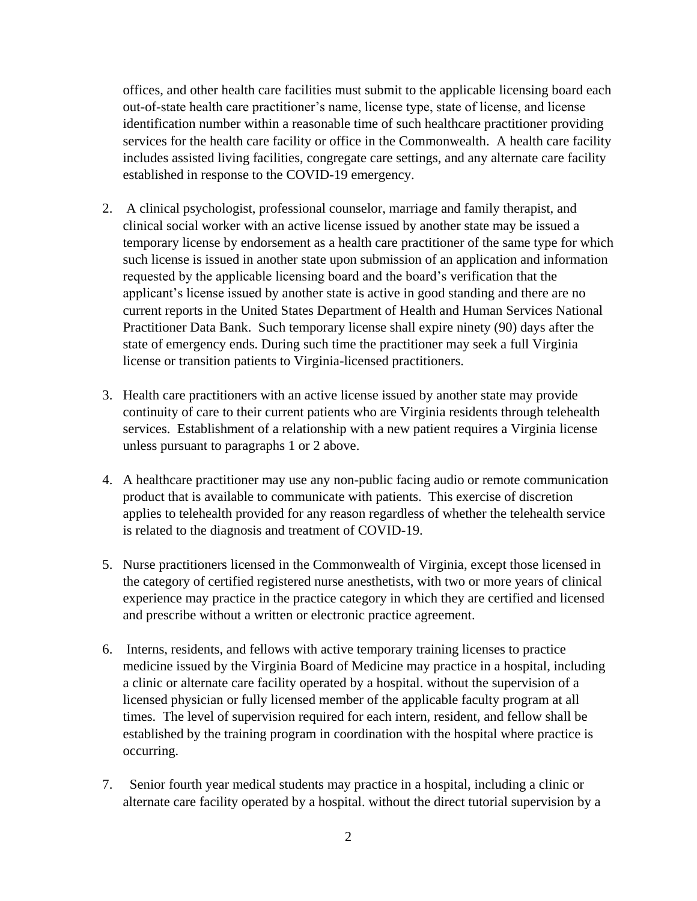offices, and other health care facilities must submit to the applicable licensing board each out-of-state health care practitioner's name, license type, state of license, and license identification number within a reasonable time of such healthcare practitioner providing services for the health care facility or office in the Commonwealth. A health care facility includes assisted living facilities, congregate care settings, and any alternate care facility established in response to the COVID-19 emergency.

2. A clinical psychologist, professional counselor, marriage and family therapist, and clinical social worker with an active license issued by another state may be issued a temporary license by endorsement as a health care practitioner of the same type for which such license is issued in another state upon submission of an application and information requested by the applicable licensing board and the board's verification that the applicant's license issued by another state is active in good standing and there are no current reports in the United States Department of Health and Human Services National Practitioner Data Bank. Such temporary license shall expire ninety (90) days after the state of emergency ends. During such time the practitioner may seek a full Virginia license or transition patients to Virginia-licensed practitioners.

3. Health care practitioners with an active license issued by another state may provide continuity of care to their current patients who are Virginia residents through telehealth services. Establishment of a relationship with a new patient requires a Virginia license unless pursuant to paragraphs 1 or 2 above.

4. A healthcare practitioner may use any non-public facing audio or remote communication product that is available to communicate with patients. This exercise of discretion applies to telehealth provided for any reason regardless of whether the telehealth service is related to the diagnosis and treatment of COVID-19.

5. Nurse practitioners licensed in the Commonwealth of Virginia, except those licensed in the category of certified registered nurse anesthetists, with two or more years of clinical experience may practice in the practice category in which they are certified and licensed and prescribe without a written or electronic practice agreement.

6. Interns, residents, and fellows with active temporary training licenses to practice medicine issued by the Virginia Board of Medicine may practice in a hospital, including a clinic or alternate care facility operated by a hospital. without the supervision of a licensed physician or fully licensed member of the applicable faculty program at all times. The level of supervision required for each intern, resident, and fellow shall be established by the training program in coordination with the hospital where practice is occurring.

7. Senior fourth year medical students may practice in a hospital, including a clinic or alternate care facility operated by a hospital. without the direct tutorial supervision by a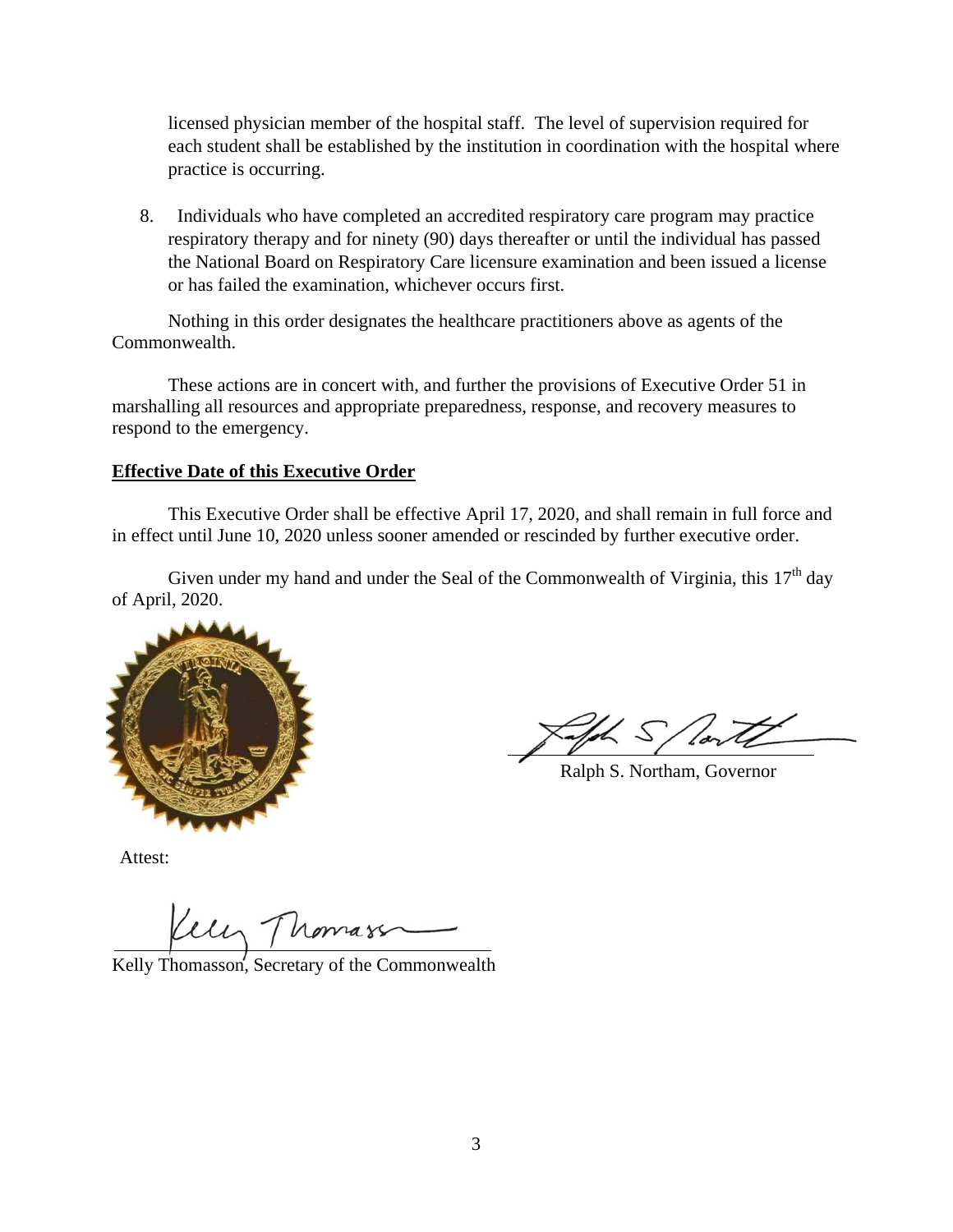licensed physician member of the hospital staff. The level of supervision required for each student shall be established by the institution in coordination with the hospital where practice is occurring.

8. Individuals who have completed an accredited respiratory care program may practice respiratory therapy and for ninety (90) days thereafter or until the individual has passed the National Board on Respiratory Care licensure examination and been issued a license or has failed the examination, whichever occurs first.

Nothing in this order designates the healthcare practitioners above as agents of the Commonwealth.

These actions are in concert with, and further the provisions of Executive Order 51 in marshalling all resources and appropriate preparedness, response, and recovery measures to respond to the emergency.

**Effective Date of this Executive Order**

This Executive Order shall be effective April 17, 2020, and shall remain in full force and in effect until June 10, 2020 unless sooner amended or rescinded by further executive order.

Given under my hand and under the Seal of the Commonwealth of Virginia, this 17th day of April, 2020.

Ralph S. Northam, Governor

Attest:

Kelly Thomasson, Secretary of the Commonwealth